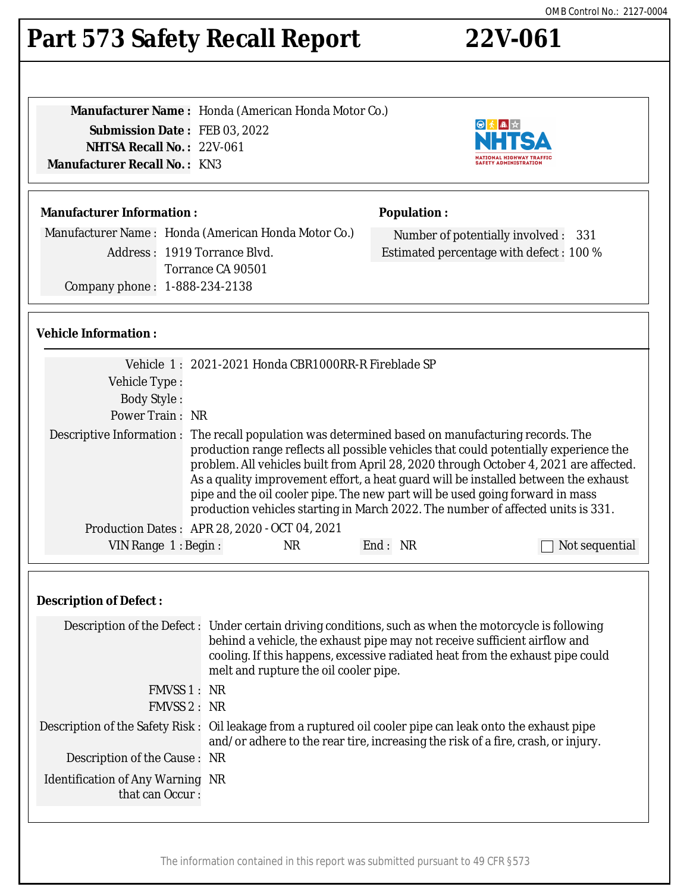OMB Control No.: 2127-0004

# Part 573 Safety Recall Report 22V-061

**Manufacturer Name :** Honda (American Honda Motor Co.)
**Submission Date :** FEB 03, 2022
**NHTSA Recall No. :** 22V-061
**Manufacturer Recall No. :** KN3

**Manufacturer Information :**

Manufacturer Name : Honda (American Honda Motor Co.)
Address : 1919 Torrance Blvd.
Torrance CA 90501
Company phone : 1-888-234-2138

**Population :**

Number of potentially involved : 331
Estimated percentage with defect : 100 %

**Vehicle Information :**

Vehicle 1 : 2021-2021 Honda CBR1000RR-R Fireblade SP
Vehicle Type :
Body Style :
Power Train : NR
Descriptive Information : The recall population was determined based on manufacturing records. The production range reflects all possible vehicles that could potentially experience the problem. All vehicles built from April 28, 2020 through October 4, 2021 are affected. As a quality improvement effort, a heat guard will be installed between the exhaust pipe and the oil cooler pipe. The new part will be used going forward in mass production vehicles starting in March 2022. The number of affected units is 331.
Production Dates : APR 28, 2020 - OCT 04, 2021
VIN Range 1 : Begin : NR End : NR ☐ Not sequential

**Description of Defect :**

Description of the Defect : Under certain driving conditions, such as when the motorcycle is following behind a vehicle, the exhaust pipe may not receive sufficient airflow and cooling. If this happens, excessive radiated heat from the exhaust pipe could melt and rupture the oil cooler pipe.
FMVSS 1 : NR
FMVSS 2 : NR
Description of the Safety Risk : Oil leakage from a ruptured oil cooler pipe can leak onto the exhaust pipe and/or adhere to the rear tire, increasing the risk of a fire, crash, or injury.
Description of the Cause : NR
Identification of Any Warning that can Occur : NR

The information contained in this report was submitted pursuant to 49 CFR §573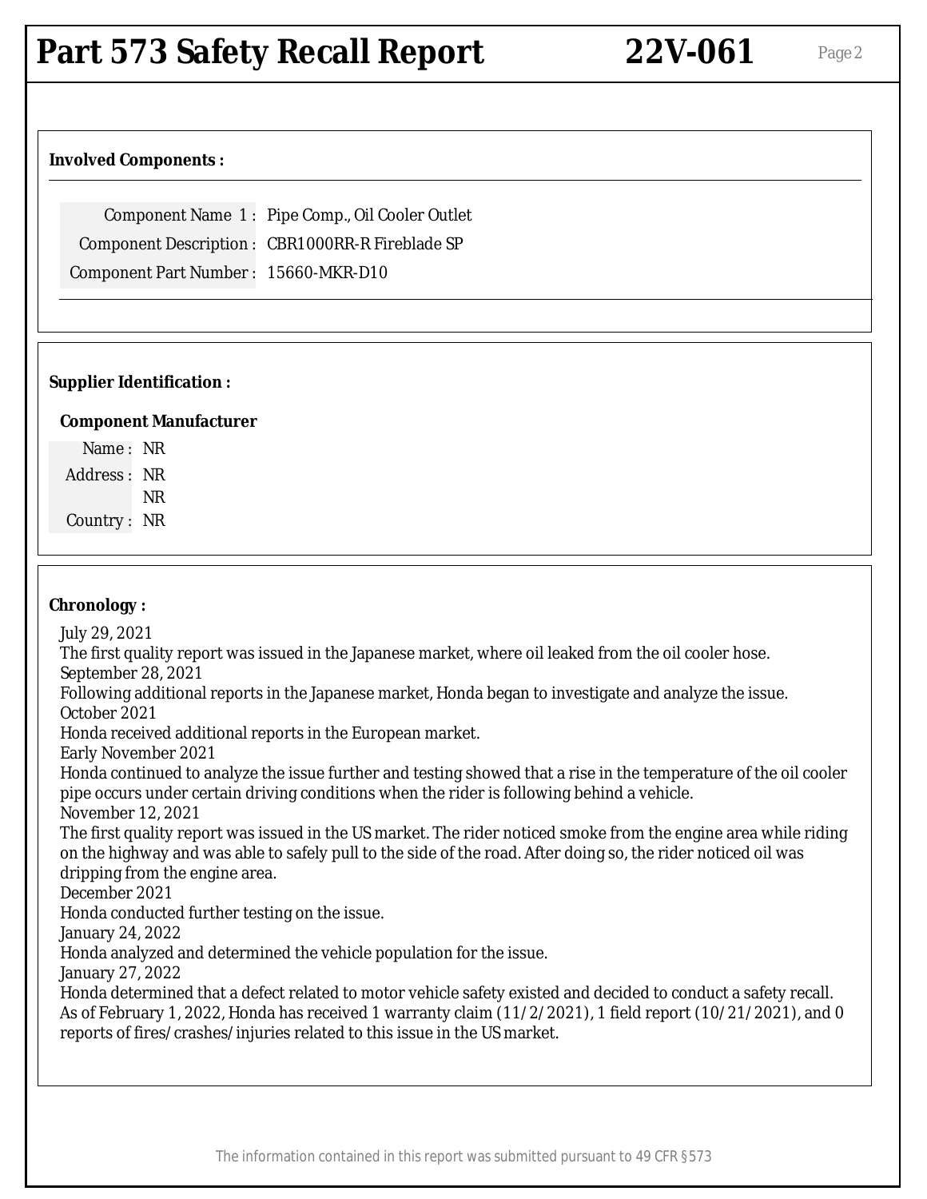### Involved Components :

| | |
|---|---|
| Component Name 1 : | Pipe Comp., Oil Cooler Outlet |
| Component Description : | CBR1000RR-R Fireblade SP |
| Component Part Number : | 15660-MKR-D10 |

### Supplier Identification :

**Component Manufacturer**

| | |
|---|---|
| Name : | NR |
| Address : | NR<br>NR |
| Country : | NR |

### Chronology :

July 29, 2021
The first quality report was issued in the Japanese market, where oil leaked from the oil cooler hose.
September 28, 2021
Following additional reports in the Japanese market, Honda began to investigate and analyze the issue.
October 2021
Honda received additional reports in the European market.
Early November 2021
Honda continued to analyze the issue further and testing showed that a rise in the temperature of the oil cooler pipe occurs under certain driving conditions when the rider is following behind a vehicle.
November 12, 2021
The first quality report was issued in the US market. The rider noticed smoke from the engine area while riding on the highway and was able to safely pull to the side of the road. After doing so, the rider noticed oil was dripping from the engine area.
December 2021
Honda conducted further testing on the issue.
January 24, 2022
Honda analyzed and determined the vehicle population for the issue.
January 27, 2022
Honda determined that a defect related to motor vehicle safety existed and decided to conduct a safety recall.
As of February 1, 2022, Honda has received 1 warranty claim (11/2/2021), 1 field report (10/21/2021), and 0 reports of fires/crashes/injuries related to this issue in the US market.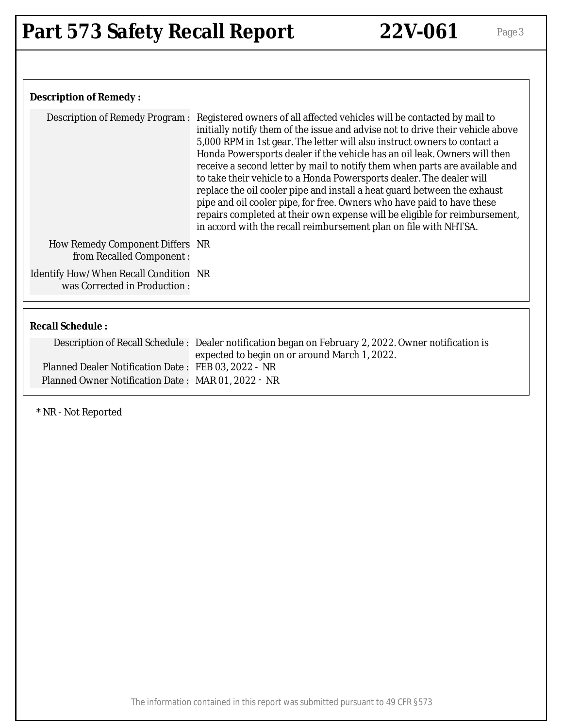## Description of Remedy :

| | |
|---|---|
| Description of Remedy Program : | Registered owners of all affected vehicles will be contacted by mail to initially notify them of the issue and advise not to drive their vehicle above 5,000 RPM in 1st gear. The letter will also instruct owners to contact a Honda Powersports dealer if the vehicle has an oil leak. Owners will then receive a second letter by mail to notify them when parts are available and to take their vehicle to a Honda Powersports dealer. The dealer will replace the oil cooler pipe and install a heat guard between the exhaust pipe and oil cooler pipe, for free. Owners who have paid to have these repairs completed at their own expense will be eligible for reimbursement, in accord with the recall reimbursement plan on file with NHTSA. |
| How Remedy Component Differs from Recalled Component : | NR |
| Identify How/When Recall Condition was Corrected in Production : | NR |

## Recall Schedule :

| | |
|---|---|
| Description of Recall Schedule : | Dealer notification began on February 2, 2022. Owner notification is expected to begin on or around March 1, 2022. |
| Planned Dealer Notification Date : | FEB 03, 2022 - NR |
| Planned Owner Notification Date : | MAR 01, 2022 - NR |

* NR - Not Reported

The information contained in this report was submitted pursuant to 49 CFR §573